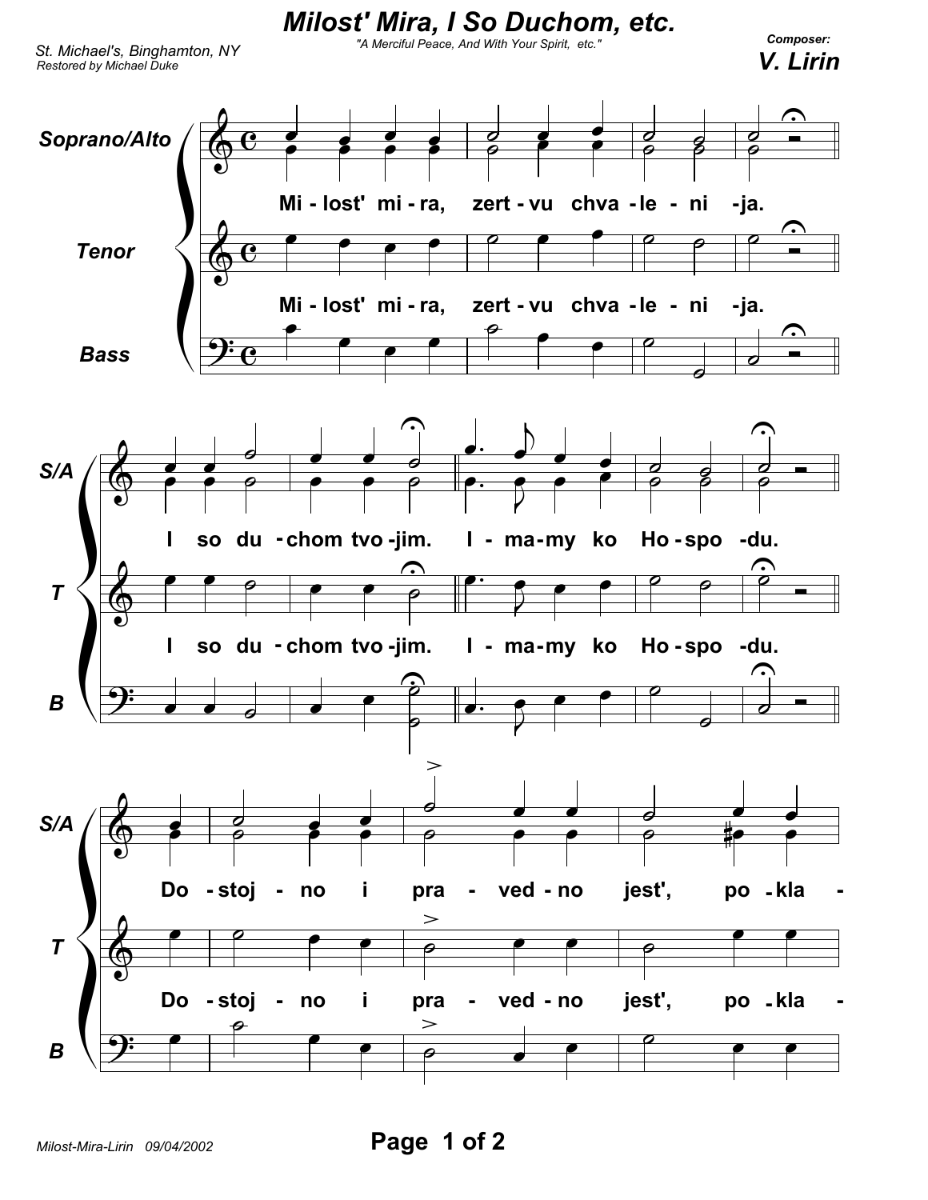# Milost' Mira, I So Duchom, etc.

*"A Merciful Peace, And With Your Spirit, etc."*

*St. Michael's, Binghamton, NY*
*Restored by Michael Duke*

**Composer:**
**V. Lirin**

Soprano/Alto, Tenor, Bass

Mi - lost' mi - ra, zert - vu chva - le - ni - ja.

I so du - chom tvo - jim. I - ma - my ko Ho - spo - du.

Do - stoj - no i pra - ved - no jest', po - kla -

Milost-Mira-Lirin 09/04/2002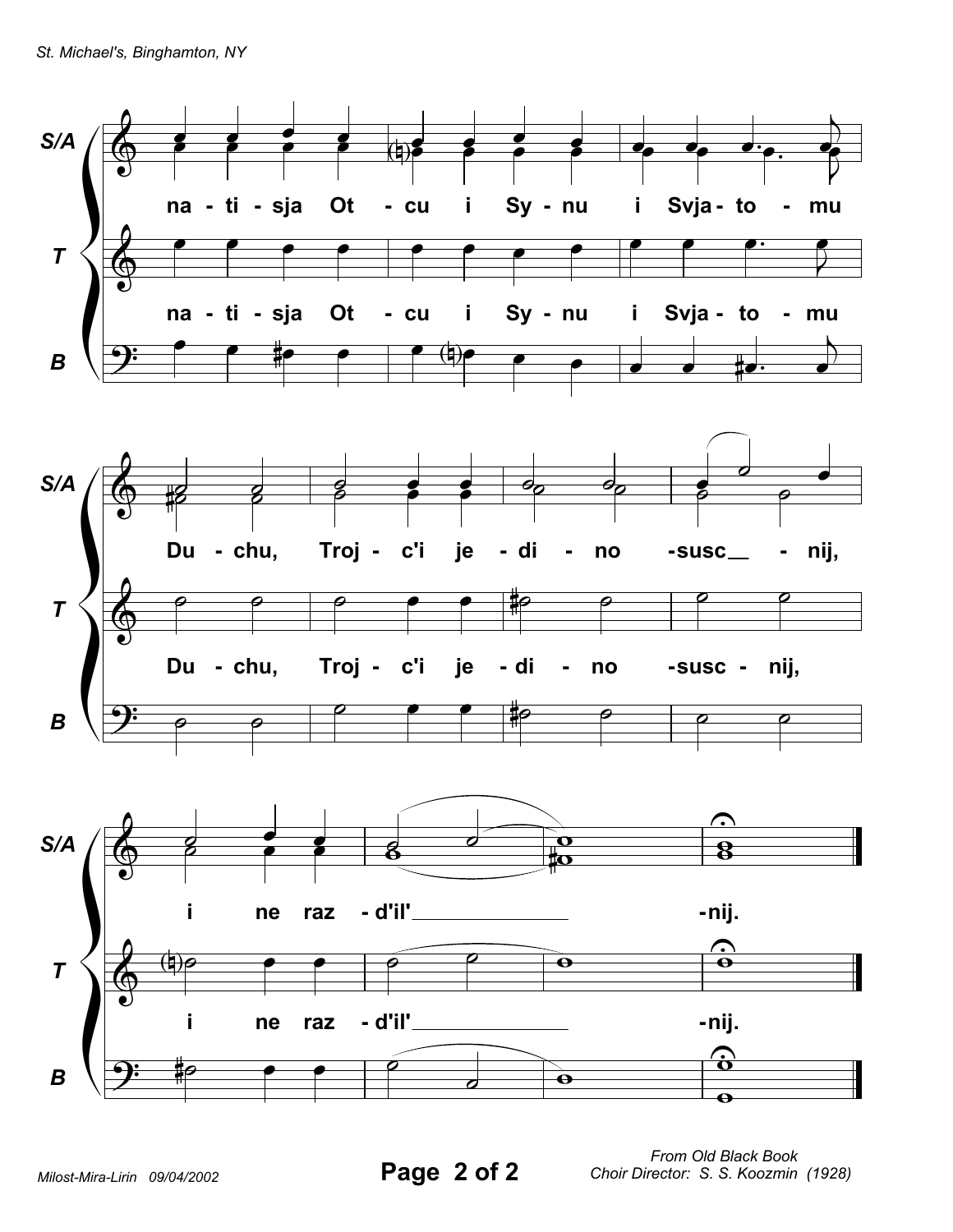S/A

na - ti - sja Ot - cu i Sy - nu i Svja - to - mu

T

na - ti - sja Ot - cu i Sy - nu i Svja - to - mu

B

S/A

Du - chu, Troj - c'i je - di - no -susc__ - nij,

T

Du - chu, Troj - c'i je - di - no -susc - nij,

B

S/A

i ne raz - d'il'______________ -nij.

T

i ne raz - d'il'______________ -nij.

B

Milost-Mira-Lirin 09/04/2002

From Old Black Book
Choir Director: S. S. Koozmin (1928)